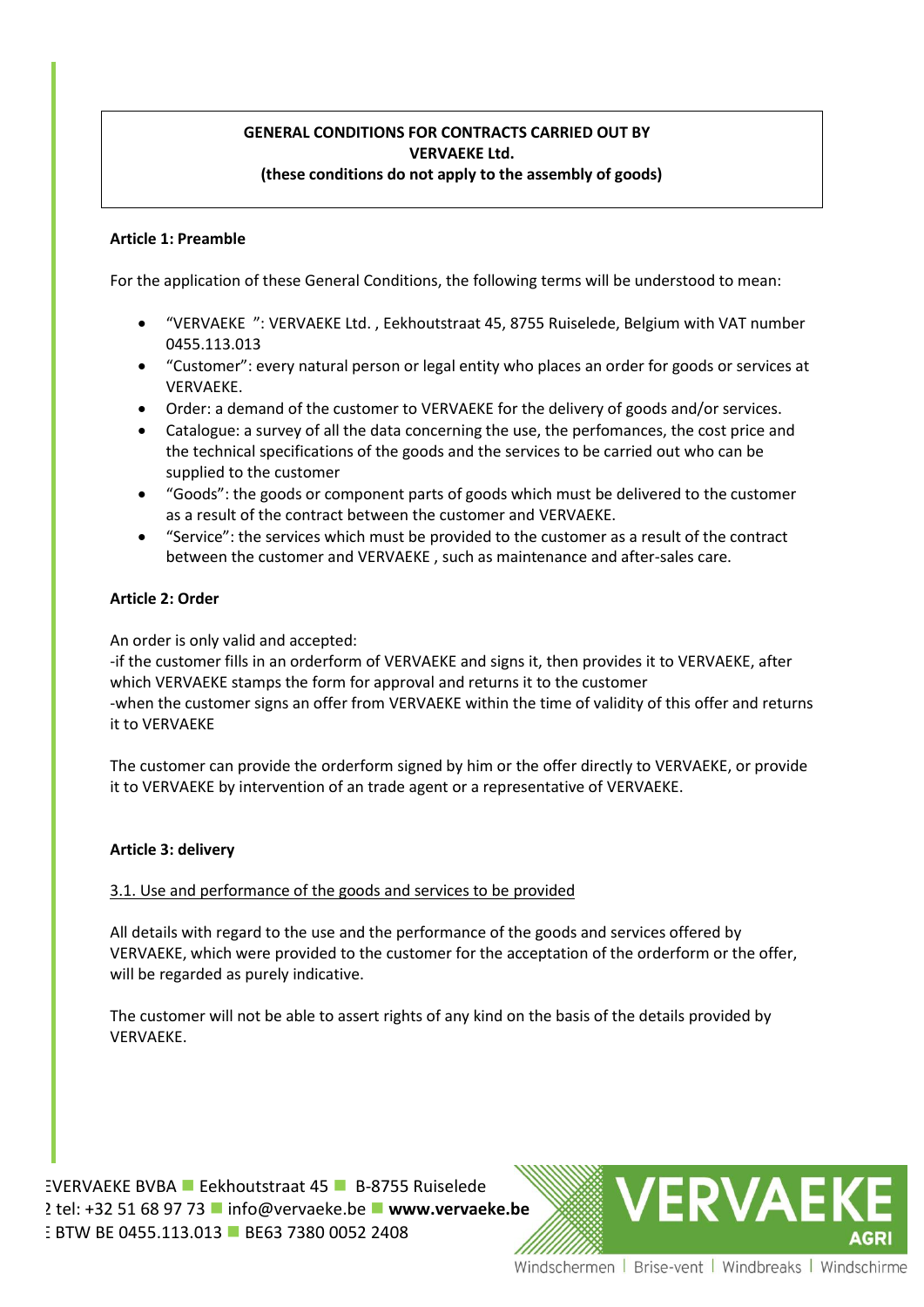**GENERAL CONDITIONS FOR CONTRACTS CARRIED OUT BY VERVAEKE Ltd.**
**(these conditions do not apply to the assembly of goods)**

### Article 1: Preamble

For the application of these General Conditions, the following terms will be understood to mean:

- "VERVAEKE ": VERVAEKE Ltd. , Eekhoutstraat 45, 8755 Ruiselede, Belgium with VAT number 0455.113.013
- "Customer": every natural person or legal entity who places an order for goods or services at VERVAEKE.
- Order: a demand of the customer to VERVAEKE for the delivery of goods and/or services.
- Catalogue: a survey of all the data concerning the use, the perfomances, the cost price and the technical specifications of the goods and the services to be carried out who can be supplied to the customer
- "Goods": the goods or component parts of goods which must be delivered to the customer as a result of the contract between the customer and VERVAEKE.
- "Service": the services which must be provided to the customer as a result of the contract between the customer and VERVAEKE , such as maintenance and after-sales care.

### Article 2: Order

An order is only valid and accepted:
-if the customer fills in an orderform of VERVAEKE and signs it, then provides it to VERVAEKE, after which VERVAEKE stamps the form for approval and returns it to the customer
-when the customer signs an offer from VERVAEKE within the time of validity of this offer and returns it to VERVAEKE

The customer can provide the orderform signed by him or the offer directly to VERVAEKE, or provide it to VERVAEKE by intervention of an trade agent or a representative of VERVAEKE.

### Article 3: delivery

<u>3.1. Use and performance of the goods and services to be provided</u>

All details with regard to the use and the performance of the goods and services offered by VERVAEKE, which were provided to the customer for the acceptation of the orderform or the offer, will be regarded as purely indicative.

The customer will not be able to assert rights of any kind on the basis of the details provided by VERVAEKE.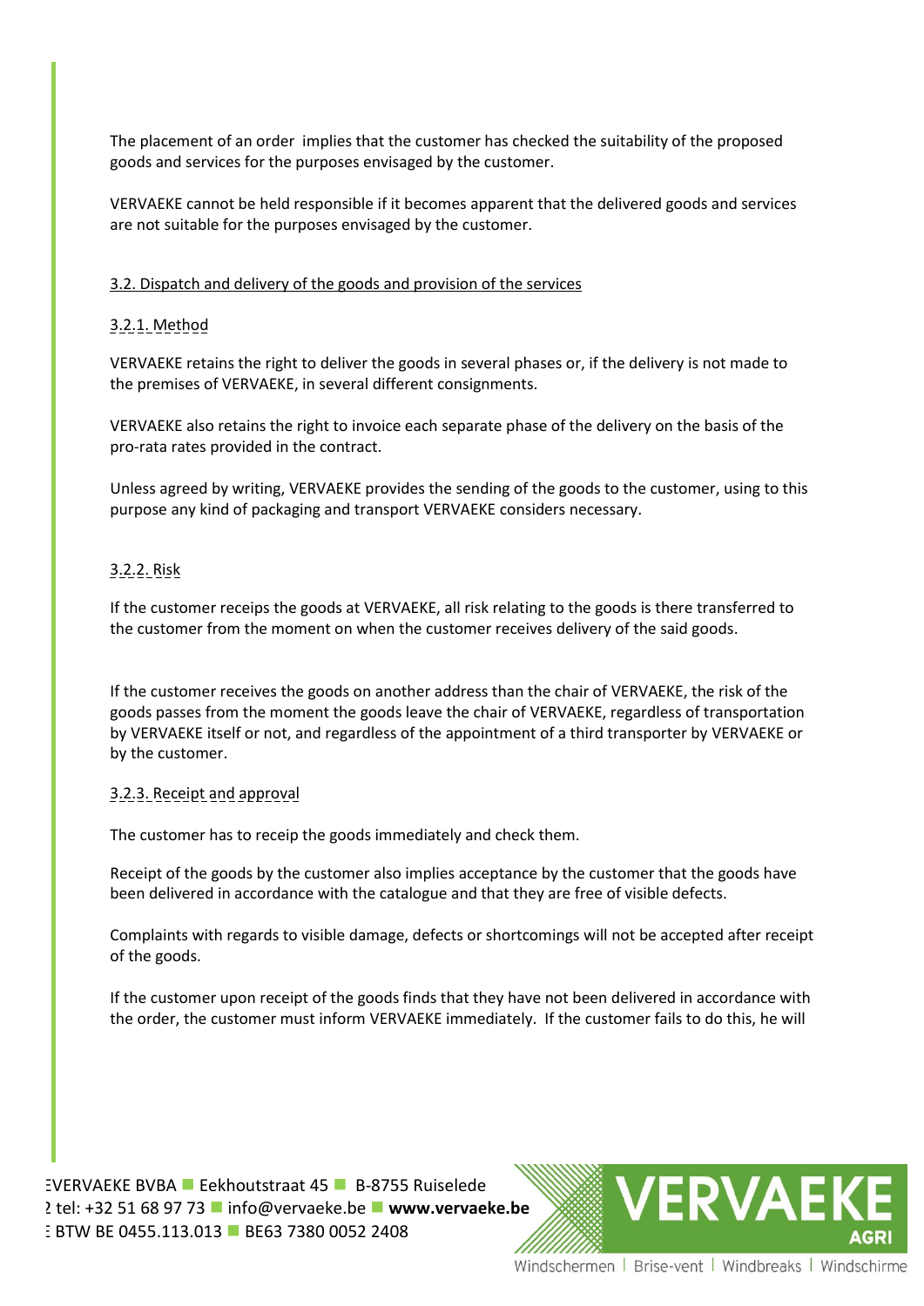The placement of an order implies that the customer has checked the suitability of the proposed goods and services for the purposes envisaged by the customer.

VERVAEKE cannot be held responsible if it becomes apparent that the delivered goods and services are not suitable for the purposes envisaged by the customer.

### 3.2. Dispatch and delivery of the goods and provision of the services

#### 3.2.1. Method

VERVAEKE retains the right to deliver the goods in several phases or, if the delivery is not made to the premises of VERVAEKE, in several different consignments.

VERVAEKE also retains the right to invoice each separate phase of the delivery on the basis of the pro-rata rates provided in the contract.

Unless agreed by writing, VERVAEKE provides the sending of the goods to the customer, using to this purpose any kind of packaging and transport VERVAEKE considers necessary.

#### 3.2.2. Risk

If the customer receips the goods at VERVAEKE, all risk relating to the goods is there transferred to the customer from the moment on when the customer receives delivery of the said goods.

If the customer receives the goods on another address than the chair of VERVAEKE, the risk of the goods passes from the moment the goods leave the chair of VERVAEKE, regardless of transportation by VERVAEKE itself or not, and regardless of the appointment of a third transporter by VERVAEKE or by the customer.

#### 3.2.3. Receipt and approval

The customer has to receip the goods immediately and check them.

Receipt of the goods by the customer also implies acceptance by the customer that the goods have been delivered in accordance with the catalogue and that they are free of visible defects.

Complaints with regards to visible damage, defects or shortcomings will not be accepted after receipt of the goods.

If the customer upon receipt of the goods finds that they have not been delivered in accordance with the order, the customer must inform VERVAEKE immediately. If the customer fails to do this, he will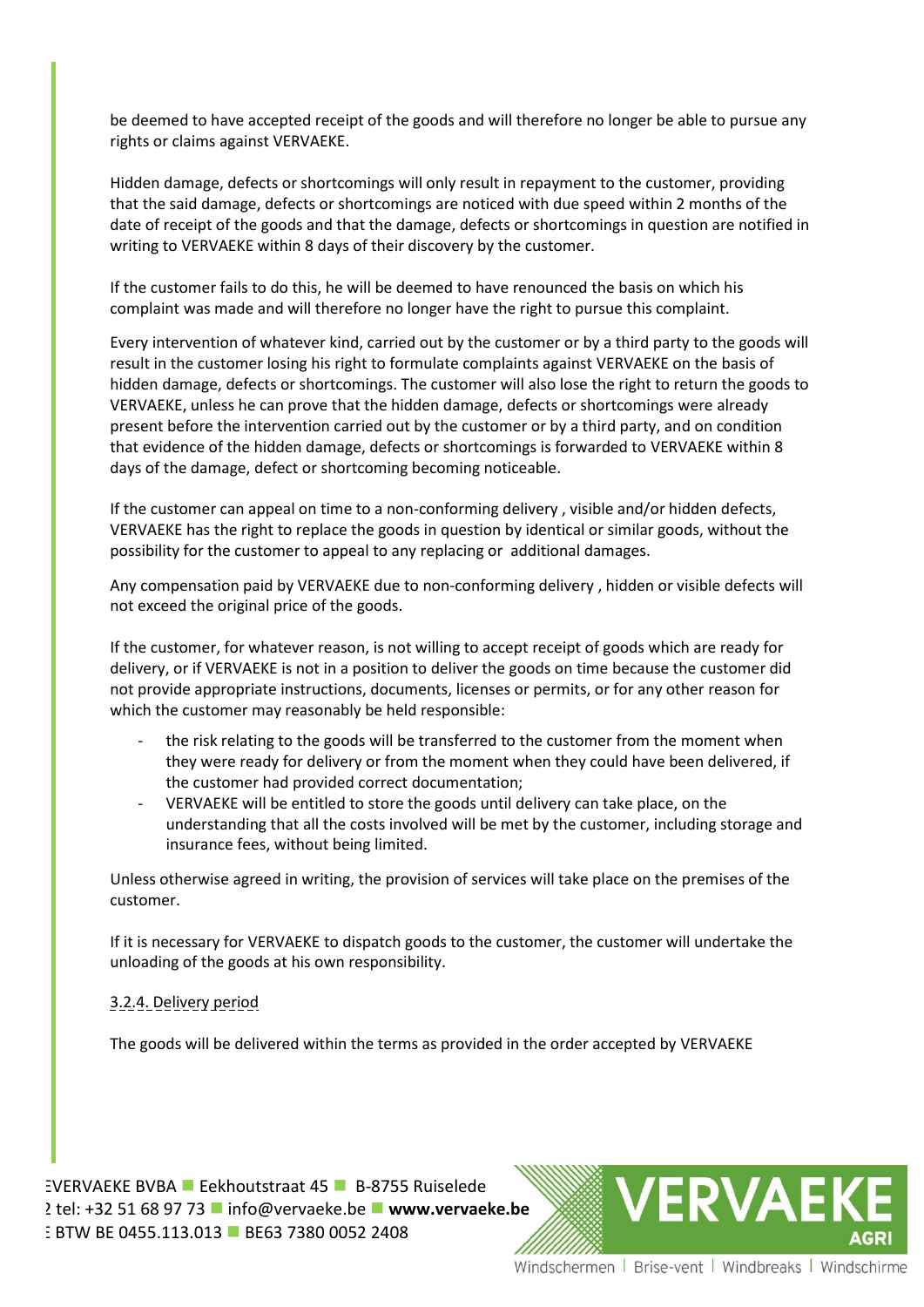be deemed to have accepted receipt of the goods and will therefore no longer be able to pursue any rights or claims against VERVAEKE.

Hidden damage, defects or shortcomings will only result in repayment to the customer, providing that the said damage, defects or shortcomings are noticed with due speed within 2 months of the date of receipt of the goods and that the damage, defects or shortcomings in question are notified in writing to VERVAEKE within 8 days of their discovery by the customer.

If the customer fails to do this, he will be deemed to have renounced the basis on which his complaint was made and will therefore no longer have the right to pursue this complaint.

Every intervention of whatever kind, carried out by the customer or by a third party to the goods will result in the customer losing his right to formulate complaints against VERVAEKE on the basis of hidden damage, defects or shortcomings. The customer will also lose the right to return the goods to VERVAEKE, unless he can prove that the hidden damage, defects or shortcomings were already present before the intervention carried out by the customer or by a third party, and on condition that evidence of the hidden damage, defects or shortcomings is forwarded to VERVAEKE within 8 days of the damage, defect or shortcoming becoming noticeable.

If the customer can appeal on time to a non-conforming delivery , visible and/or hidden defects, VERVAEKE has the right to replace the goods in question by identical or similar goods, without the possibility for the customer to appeal to any replacing or additional damages.

Any compensation paid by VERVAEKE due to non-conforming delivery , hidden or visible defects will not exceed the original price of the goods.

If the customer, for whatever reason, is not willing to accept receipt of goods which are ready for delivery, or if VERVAEKE is not in a position to deliver the goods on time because the customer did not provide appropriate instructions, documents, licenses or permits, or for any other reason for which the customer may reasonably be held responsible:

- the risk relating to the goods will be transferred to the customer from the moment when they were ready for delivery or from the moment when they could have been delivered, if the customer had provided correct documentation;
- VERVAEKE will be entitled to store the goods until delivery can take place, on the understanding that all the costs involved will be met by the customer, including storage and insurance fees, without being limited.

Unless otherwise agreed in writing, the provision of services will take place on the premises of the customer.

If it is necessary for VERVAEKE to dispatch goods to the customer, the customer will undertake the unloading of the goods at his own responsibility.

#### 3.2.4. Delivery period

The goods will be delivered within the terms as provided in the order accepted by VERVAEKE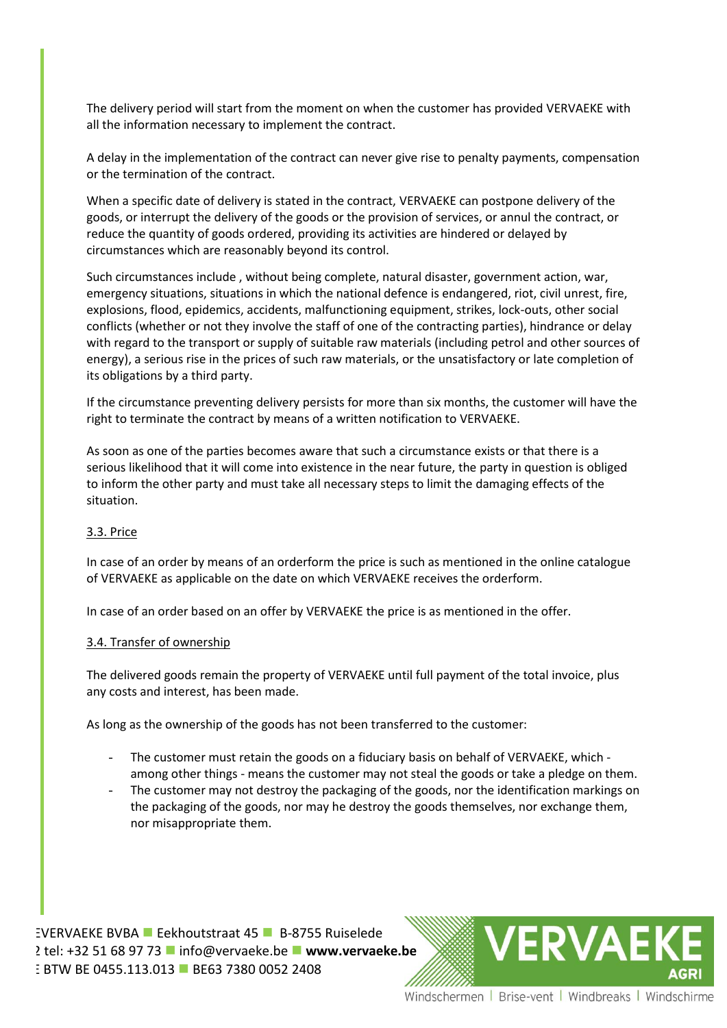The delivery period will start from the moment on when the customer has provided VERVAEKE with all the information necessary to implement the contract.

A delay in the implementation of the contract can never give rise to penalty payments, compensation or the termination of the contract.

When a specific date of delivery is stated in the contract, VERVAEKE can postpone delivery of the goods, or interrupt the delivery of the goods or the provision of services, or annul the contract, or reduce the quantity of goods ordered, providing its activities are hindered or delayed by circumstances which are reasonably beyond its control.

Such circumstances include , without being complete, natural disaster, government action, war, emergency situations, situations in which the national defence is endangered, riot, civil unrest, fire, explosions, flood, epidemics, accidents, malfunctioning equipment, strikes, lock-outs, other social conflicts (whether or not they involve the staff of one of the contracting parties), hindrance or delay with regard to the transport or supply of suitable raw materials (including petrol and other sources of energy), a serious rise in the prices of such raw materials, or the unsatisfactory or late completion of its obligations by a third party.

If the circumstance preventing delivery persists for more than six months, the customer will have the right to terminate the contract by means of a written notification to VERVAEKE.

As soon as one of the parties becomes aware that such a circumstance exists or that there is a serious likelihood that it will come into existence in the near future, the party in question is obliged to inform the other party and must take all necessary steps to limit the damaging effects of the situation.

3.3. Price

In case of an order by means of an orderform the price is such as mentioned in the online catalogue of VERVAEKE as applicable on the date on which VERVAEKE receives the orderform.

In case of an order based on an offer by VERVAEKE the price is as mentioned in the offer.

3.4. Transfer of ownership

The delivered goods remain the property of VERVAEKE until full payment of the total invoice, plus any costs and interest, has been made.

As long as the ownership of the goods has not been transferred to the customer:

- The customer must retain the goods on a fiduciary basis on behalf of VERVAEKE, which - among other things - means the customer may not steal the goods or take a pledge on them.
- The customer may not destroy the packaging of the goods, nor the identification markings on the packaging of the goods, nor may he destroy the goods themselves, nor exchange them, nor misappropriate them.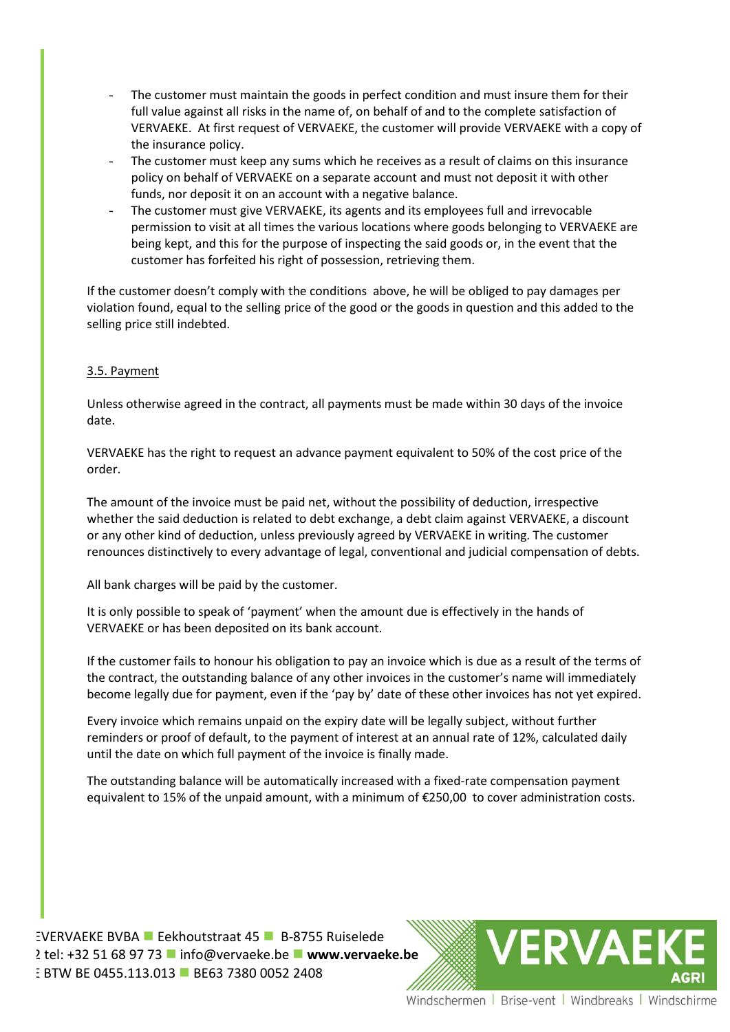- The customer must maintain the goods in perfect condition and must insure them for their full value against all risks in the name of, on behalf of and to the complete satisfaction of VERVAEKE. At first request of VERVAEKE, the customer will provide VERVAEKE with a copy of the insurance policy.
- The customer must keep any sums which he receives as a result of claims on this insurance policy on behalf of VERVAEKE on a separate account and must not deposit it with other funds, nor deposit it on an account with a negative balance.
- The customer must give VERVAEKE, its agents and its employees full and irrevocable permission to visit at all times the various locations where goods belonging to VERVAEKE are being kept, and this for the purpose of inspecting the said goods or, in the event that the customer has forfeited his right of possession, retrieving them.

If the customer doesn't comply with the conditions above, he will be obliged to pay damages per violation found, equal to the selling price of the good or the goods in question and this added to the selling price still indebted.

### 3.5. Payment

Unless otherwise agreed in the contract, all payments must be made within 30 days of the invoice date.

VERVAEKE has the right to request an advance payment equivalent to 50% of the cost price of the order.

The amount of the invoice must be paid net, without the possibility of deduction, irrespective whether the said deduction is related to debt exchange, a debt claim against VERVAEKE, a discount or any other kind of deduction, unless previously agreed by VERVAEKE in writing. The customer renounces distinctively to every advantage of legal, conventional and judicial compensation of debts.

All bank charges will be paid by the customer.

It is only possible to speak of 'payment' when the amount due is effectively in the hands of VERVAEKE or has been deposited on its bank account.

If the customer fails to honour his obligation to pay an invoice which is due as a result of the terms of the contract, the outstanding balance of any other invoices in the customer's name will immediately become legally due for payment, even if the 'pay by' date of these other invoices has not yet expired.

Every invoice which remains unpaid on the expiry date will be legally subject, without further reminders or proof of default, to the payment of interest at an annual rate of 12%, calculated daily until the date on which full payment of the invoice is finally made.

The outstanding balance will be automatically increased with a fixed-rate compensation payment equivalent to 15% of the unpaid amount, with a minimum of €250,00 to cover administration costs.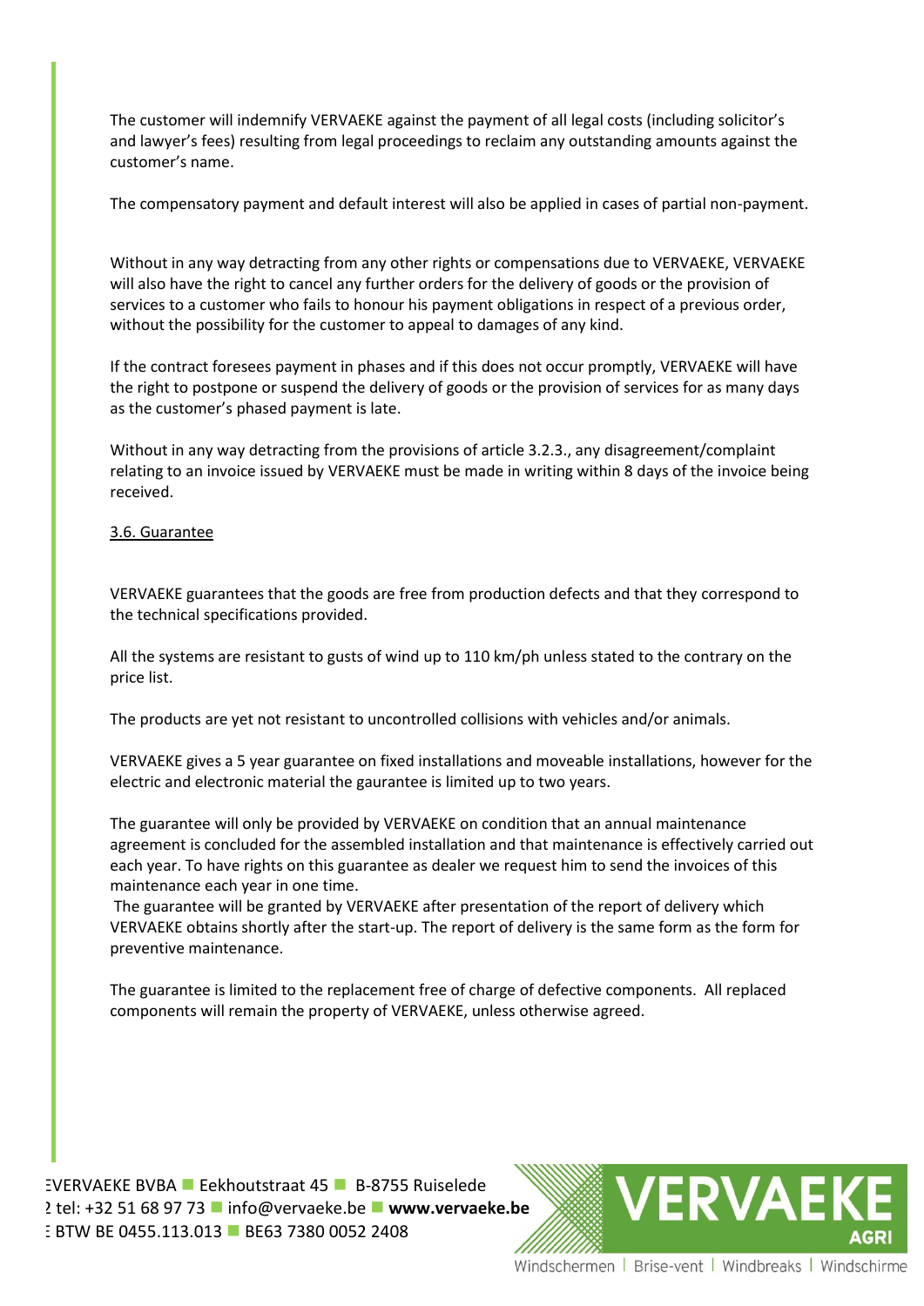The customer will indemnify VERVAEKE against the payment of all legal costs (including solicitor's and lawyer's fees) resulting from legal proceedings to reclaim any outstanding amounts against the customer's name.

The compensatory payment and default interest will also be applied in cases of partial non-payment.

Without in any way detracting from any other rights or compensations due to VERVAEKE, VERVAEKE will also have the right to cancel any further orders for the delivery of goods or the provision of services to a customer who fails to honour his payment obligations in respect of a previous order, without the possibility for the customer to appeal to damages of any kind.

If the contract foresees payment in phases and if this does not occur promptly, VERVAEKE will have the right to postpone or suspend the delivery of goods or the provision of services for as many days as the customer's phased payment is late.

Without in any way detracting from the provisions of article 3.2.3., any disagreement/complaint relating to an invoice issued by VERVAEKE must be made in writing within 8 days of the invoice being received.

### 3.6. Guarantee

VERVAEKE guarantees that the goods are free from production defects and that they correspond to the technical specifications provided.

All the systems are resistant to gusts of wind up to 110 km/ph unless stated to the contrary on the price list.

The products are yet not resistant to uncontrolled collisions with vehicles and/or animals.

VERVAEKE gives a 5 year guarantee on fixed installations and moveable installations, however for the electric and electronic material the gaurantee is limited up to two years.

The guarantee will only be provided by VERVAEKE on condition that an annual maintenance agreement is concluded for the assembled installation and that maintenance is effectively carried out each year. To have rights on this guarantee as dealer we request him to send the invoices of this maintenance each year in one time.
The guarantee will be granted by VERVAEKE after presentation of the report of delivery which VERVAEKE obtains shortly after the start-up. The report of delivery is the same form as the form for preventive maintenance.

The guarantee is limited to the replacement free of charge of defective components. All replaced components will remain the property of VERVAEKE, unless otherwise agreed.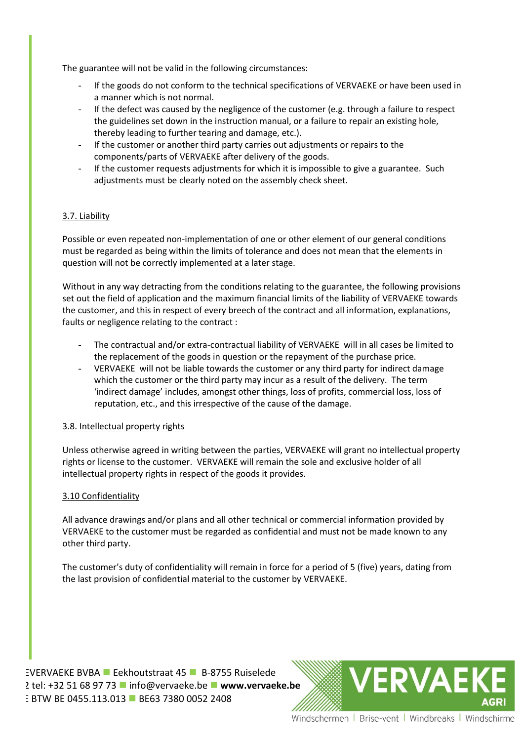The guarantee will not be valid in the following circumstances:

- If the goods do not conform to the technical specifications of VERVAEKE or have been used in a manner which is not normal.
- If the defect was caused by the negligence of the customer (e.g. through a failure to respect the guidelines set down in the instruction manual, or a failure to repair an existing hole, thereby leading to further tearing and damage, etc.).
- If the customer or another third party carries out adjustments or repairs to the components/parts of VERVAEKE after delivery of the goods.
- If the customer requests adjustments for which it is impossible to give a guarantee. Such adjustments must be clearly noted on the assembly check sheet.

### 3.7. Liability

Possible or even repeated non-implementation of one or other element of our general conditions must be regarded as being within the limits of tolerance and does not mean that the elements in question will not be correctly implemented at a later stage.

Without in any way detracting from the conditions relating to the guarantee, the following provisions set out the field of application and the maximum financial limits of the liability of VERVAEKE towards the customer, and this in respect of every breech of the contract and all information, explanations, faults or negligence relating to the contract :

- The contractual and/or extra-contractual liability of VERVAEKE will in all cases be limited to the replacement of the goods in question or the repayment of the purchase price.
- VERVAEKE will not be liable towards the customer or any third party for indirect damage which the customer or the third party may incur as a result of the delivery. The term 'indirect damage' includes, amongst other things, loss of profits, commercial loss, loss of reputation, etc., and this irrespective of the cause of the damage.

### 3.8. Intellectual property rights

Unless otherwise agreed in writing between the parties, VERVAEKE will grant no intellectual property rights or license to the customer. VERVAEKE will remain the sole and exclusive holder of all intellectual property rights in respect of the goods it provides.

### 3.10 Confidentiality

All advance drawings and/or plans and all other technical or commercial information provided by VERVAEKE to the customer must be regarded as confidential and must not be made known to any other third party.

The customer's duty of confidentiality will remain in force for a period of 5 (five) years, dating from the last provision of confidential material to the customer by VERVAEKE.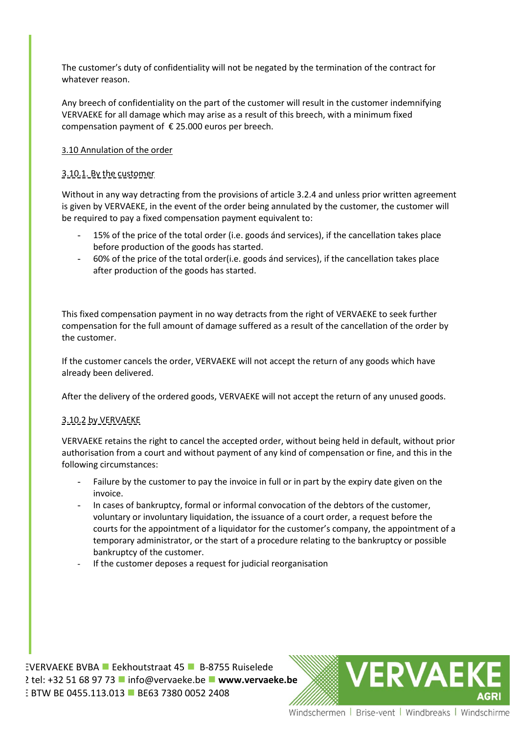The customer's duty of confidentiality will not be negated by the termination of the contract for whatever reason.

Any breech of confidentiality on the part of the customer will result in the customer indemnifying VERVAEKE for all damage which may arise as a result of this breech, with a minimum fixed compensation payment of € 25.000 euros per breech.

3.10 Annulation of the order

3.10.1. By the customer

Without in any way detracting from the provisions of article 3.2.4 and unless prior written agreement is given by VERVAEKE, in the event of the order being annulated by the customer, the customer will be required to pay a fixed compensation payment equivalent to:

- 15% of the price of the total order (i.e. goods ánd services), if the cancellation takes place before production of the goods has started.
- 60% of the price of the total order(i.e. goods ánd services), if the cancellation takes place after production of the goods has started.

This fixed compensation payment in no way detracts from the right of VERVAEKE to seek further compensation for the full amount of damage suffered as a result of the cancellation of the order by the customer.

If the customer cancels the order, VERVAEKE will not accept the return of any goods which have already been delivered.

After the delivery of the ordered goods, VERVAEKE will not accept the return of any unused goods.

3.10.2 by VERVAEKE

VERVAEKE retains the right to cancel the accepted order, without being held in default, without prior authorisation from a court and without payment of any kind of compensation or fine, and this in the following circumstances:

- Failure by the customer to pay the invoice in full or in part by the expiry date given on the invoice.
- In cases of bankruptcy, formal or informal convocation of the debtors of the customer, voluntary or involuntary liquidation, the issuance of a court order, a request before the courts for the appointment of a liquidator for the customer's company, the appointment of a temporary administrator, or the start of a procedure relating to the bankruptcy or possible bankruptcy of the customer.
- If the customer deposes a request for judicial reorganisation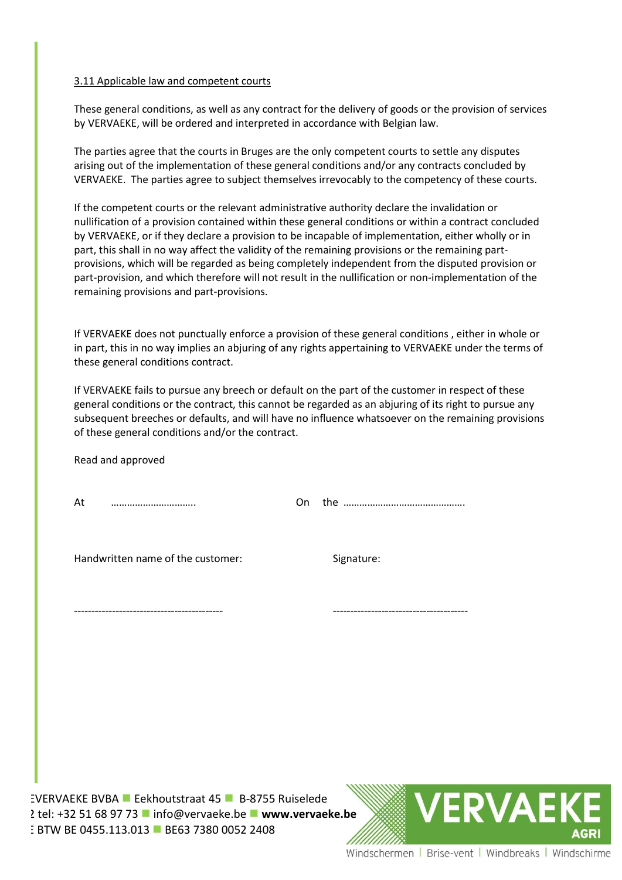3.11 Applicable law and competent courts

These general conditions, as well as any contract for the delivery of goods or the provision of services by VERVAEKE, will be ordered and interpreted in accordance with Belgian law.

The parties agree that the courts in Bruges are the only competent courts to settle any disputes arising out of the implementation of these general conditions and/or any contracts concluded by VERVAEKE. The parties agree to subject themselves irrevocably to the competency of these courts.

If the competent courts or the relevant administrative authority declare the invalidation or nullification of a provision contained within these general conditions or within a contract concluded by VERVAEKE, or if they declare a provision to be incapable of implementation, either wholly or in part, this shall in no way affect the validity of the remaining provisions or the remaining part-provisions, which will be regarded as being completely independent from the disputed provision or part-provision, and which therefore will not result in the nullification or non-implementation of the remaining provisions and part-provisions.

If VERVAEKE does not punctually enforce a provision of these general conditions , either in whole or in part, this in no way implies an abjuring of any rights appertaining to VERVAEKE under the terms of these general conditions contract.

If VERVAEKE fails to pursue any breech or default on the part of the customer in respect of these general conditions or the contract, this cannot be regarded as an abjuring of its right to pursue any subsequent breeches or defaults, and will have no influence whatsoever on the remaining provisions of these general conditions and/or the contract.

Read and approved

At ………………………….. On the ……………………………………….

Handwritten name of the customer: Signature:

------------------------------------------ --------------------------------------

VERVAEKE BVBA ■ Eekhoutstraat 45 ■ B-8755 Ruiselede
tel: +32 51 68 97 73 ■ info@vervaeke.be ■ **www.vervaeke.be**
BTW BE 0455.113.013 ■ BE63 7380 0052 2408

VERVAEKE AGRI

Windschermen | Brise-vent | Windbreaks | Windschirme